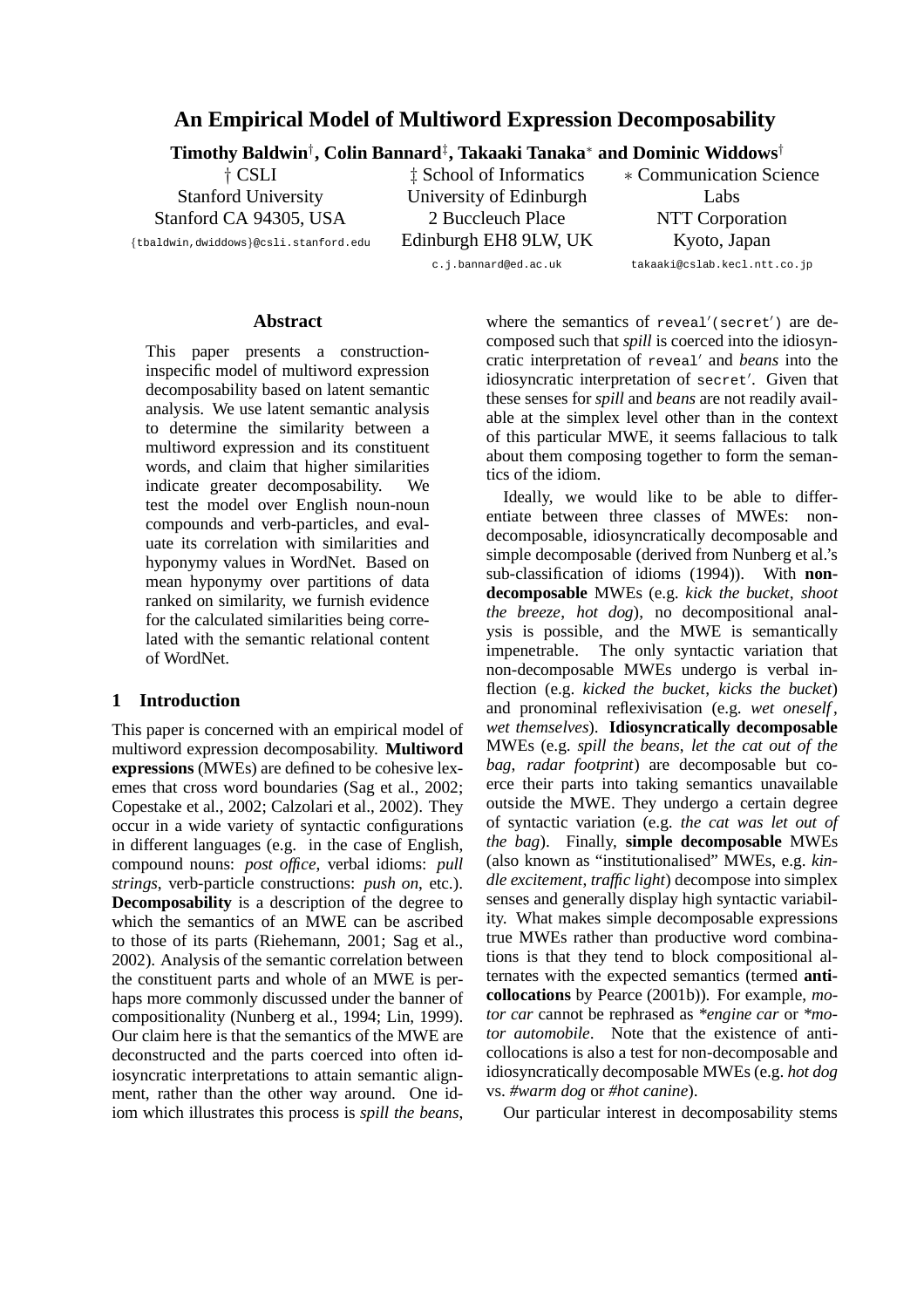# An Empirical Model of Multiword Expression Decomposability

**Timothy Baldwin**[†]**, Colin Bannard**[‡]**, Takaaki Tanaka**[∗] **and Dominic Widdows**[†]

† CSLI
Stanford University
Stanford CA 94305, USA
{tbaldwin,dwiddows}@csli.stanford.edu

‡ School of Informatics
University of Edinburgh
2 Buccleuch Place
Edinburgh EH8 9LW, UK
c.j.bannard@ed.ac.uk

∗ Communication Science Labs
NTT Corporation
Kyoto, Japan
takaaki@cslab.kecl.ntt.co.jp

### Abstract

This paper presents a construction-inspecific model of multiword expression decomposability based on latent semantic analysis. We use latent semantic analysis to determine the similarity between a multiword expression and its constituent words, and claim that higher similarities indicate greater decomposability. We test the model over English noun-noun compounds and verb-particles, and evaluate its correlation with similarities and hyponymy values in WordNet. Based on mean hyponymy over partitions of data ranked on similarity, we furnish evidence for the calculated similarities being correlated with the semantic relational content of WordNet.

## 1 Introduction

This paper is concerned with an empirical model of multiword expression decomposability. **Multiword expressions** (MWEs) are defined to be cohesive lexemes that cross word boundaries (Sag et al., 2002; Copestake et al., 2002; Calzolari et al., 2002). They occur in a wide variety of syntactic configurations in different languages (e.g. in the case of English, compound nouns: *post office*, verbal idioms: *pull strings*, verb-particle constructions: *push on*, etc.). **Decomposability** is a description of the degree to which the semantics of an MWE can be ascribed to those of its parts (Riehemann, 2001; Sag et al., 2002). Analysis of the semantic correlation between the constituent parts and whole of an MWE is perhaps more commonly discussed under the banner of compositionality (Nunberg et al., 1994; Lin, 1999). Our claim here is that the semantics of the MWE are deconstructed and the parts coerced into often idiosyncratic interpretations to attain semantic alignment, rather than the other way around. One idiom which illustrates this process is *spill the beans*, where the semantics of reveal′(secret′) are decomposed such that *spill* is coerced into the idiosyncratic interpretation of reveal′ and *beans* into the idiosyncratic interpretation of secret′. Given that these senses for *spill* and *beans* are not readily available at the simplex level other than in the context of this particular MWE, it seems fallacious to talk about them composing together to form the semantics of the idiom.

Ideally, we would like to be able to differentiate between three classes of MWEs: non-decomposable, idiosyncratically decomposable and simple decomposable (derived from Nunberg et al.'s sub-classification of idioms (1994)). With **non-decomposable** MWEs (e.g. *kick the bucket*, *shoot the breeze*, *hot dog*), no decompositional analysis is possible, and the MWE is semantically impenetrable. The only syntactic variation that non-decomposable MWEs undergo is verbal inflection (e.g. *kicked the bucket*, *kicks the bucket*) and pronominal reflexivisation (e.g. *wet oneself*, *wet themselves*). **Idiosyncratically decomposable** MWEs (e.g. *spill the beans*, *let the cat out of the bag*, *radar footprint*) are decomposable but coerce their parts into taking semantics unavailable outside the MWE. They undergo a certain degree of syntactic variation (e.g. *the cat was let out of the bag*). Finally, **simple decomposable** MWEs (also known as "institutionalised" MWEs, e.g. *kindle excitement*, *traffic light*) decompose into simplex senses and generally display high syntactic variability. What makes simple decomposable expressions true MWEs rather than productive word combinations is that they tend to block compositional alternates with the expected semantics (termed **anti-collocations** by Pearce (2001b)). For example, *motor car* cannot be rephrased as \**engine car* or \**motor automobile*. Note that the existence of anti-collocations is also a test for non-decomposable and idiosyncratically decomposable MWEs (e.g. *hot dog* vs. *#warm dog* or *#hot canine*).

Our particular interest in decomposability stems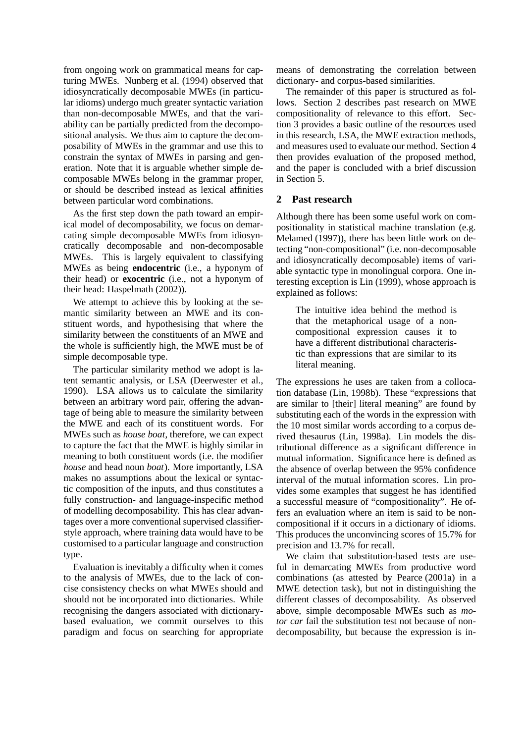from ongoing work on grammatical means for capturing MWEs. Nunberg et al. (1994) observed that idiosyncratically decomposable MWEs (in particular idioms) undergo much greater syntactic variation than non-decomposable MWEs, and that the variability can be partially predicted from the decompositional analysis. We thus aim to capture the decomposability of MWEs in the grammar and use this to constrain the syntax of MWEs in parsing and generation. Note that it is arguable whether simple decomposable MWEs belong in the grammar proper, or should be described instead as lexical affinities between particular word combinations.

As the first step down the path toward an empirical model of decomposability, we focus on demarcating simple decomposable MWEs from idiosyncratically decomposable and non-decomposable MWEs. This is largely equivalent to classifying MWEs as being **endocentric** (i.e., a hyponym of their head) or **exocentric** (i.e., not a hyponym of their head: Haspelmath (2002)).

We attempt to achieve this by looking at the semantic similarity between an MWE and its constituent words, and hypothesising that where the similarity between the constituents of an MWE and the whole is sufficiently high, the MWE must be of simple decomposable type.

The particular similarity method we adopt is latent semantic analysis, or LSA (Deerwester et al., 1990). LSA allows us to calculate the similarity between an arbitrary word pair, offering the advantage of being able to measure the similarity between the MWE and each of its constituent words. For MWEs such as *house boat*, therefore, we can expect to capture the fact that the MWE is highly similar in meaning to both constituent words (i.e. the modifier *house* and head noun *boat*). More importantly, LSA makes no assumptions about the lexical or syntactic composition of the inputs, and thus constitutes a fully construction- and language-inspecific method of modelling decomposability. This has clear advantages over a more conventional supervised classifier-style approach, where training data would have to be customised to a particular language and construction type.

Evaluation is inevitably a difficulty when it comes to the analysis of MWEs, due to the lack of concise consistency checks on what MWEs should and should not be incorporated into dictionaries. While recognising the dangers associated with dictionary-based evaluation, we commit ourselves to this paradigm and focus on searching for appropriate means of demonstrating the correlation between dictionary- and corpus-based similarities.

The remainder of this paper is structured as follows. Section 2 describes past research on MWE compositionality of relevance to this effort. Section 3 provides a basic outline of the resources used in this research, LSA, the MWE extraction methods, and measures used to evaluate our method. Section 4 then provides evaluation of the proposed method, and the paper is concluded with a brief discussion in Section 5.

## 2 Past research

Although there has been some useful work on compositionality in statistical machine translation (e.g. Melamed (1997)), there has been little work on detecting "non-compositional" (i.e. non-decomposable and idiosyncratically decomposable) items of variable syntactic type in monolingual corpora. One interesting exception is Lin (1999), whose approach is explained as follows:

> The intuitive idea behind the method is that the metaphorical usage of a non-compositional expression causes it to have a different distributional characteristic than expressions that are similar to its literal meaning.

The expressions he uses are taken from a collocation database (Lin, 1998b). These "expressions that are similar to [their] literal meaning" are found by substituting each of the words in the expression with the 10 most similar words according to a corpus derived thesaurus (Lin, 1998a). Lin models the distributional difference as a significant difference in mutual information. Significance here is defined as the absence of overlap between the 95% confidence interval of the mutual information scores. Lin provides some examples that suggest he has identified a successful measure of "compositionality". He offers an evaluation where an item is said to be non-compositional if it occurs in a dictionary of idioms. This produces the unconvincing scores of 15.7% for precision and 13.7% for recall.

We claim that substitution-based tests are useful in demarcating MWEs from productive word combinations (as attested by Pearce (2001a) in a MWE detection task), but not in distinguishing the different classes of decomposability. As observed above, simple decomposable MWEs such as *motor car* fail the substitution test not because of non-decomposability, but because the expression is in-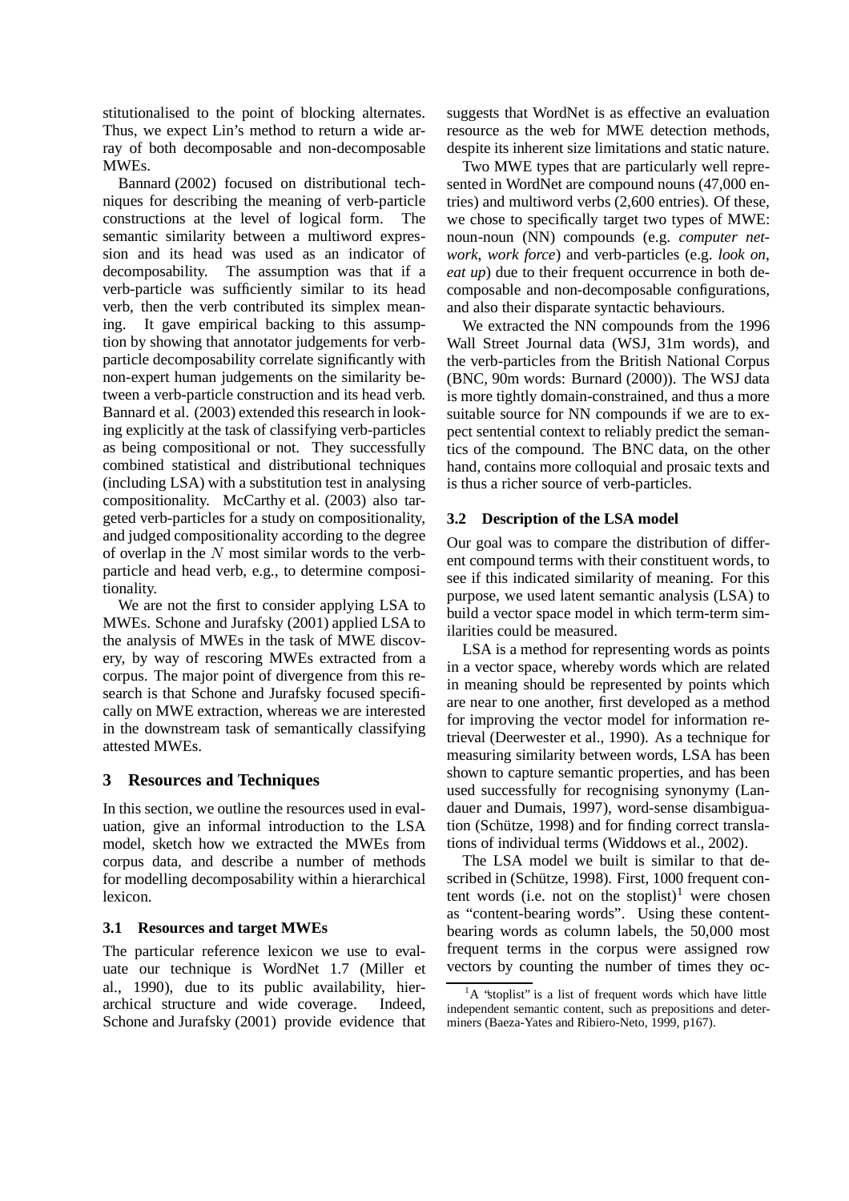stitutionalised to the point of blocking alternates. Thus, we expect Lin's method to return a wide array of both decomposable and non-decomposable MWEs.

Bannard (2002) focused on distributional techniques for describing the meaning of verb-particle constructions at the level of logical form. The semantic similarity between a multiword expression and its head was used as an indicator of decomposability. The assumption was that if a verb-particle was sufficiently similar to its head verb, then the verb contributed its simplex meaning. It gave empirical backing to this assumption by showing that annotator judgements for verb-particle decomposability correlate significantly with non-expert human judgements on the similarity between a verb-particle construction and its head verb. Bannard et al. (2003) extended this research in looking explicitly at the task of classifying verb-particles as being compositional or not. They successfully combined statistical and distributional techniques (including LSA) with a substitution test in analysing compositionality. McCarthy et al. (2003) also targeted verb-particles for a study on compositionality, and judged compositionality according to the degree of overlap in the $N$ most similar words to the verb-particle and head verb, e.g., to determine compositionality.

We are not the first to consider applying LSA to MWEs. Schone and Jurafsky (2001) applied LSA to the analysis of MWEs in the task of MWE discovery, by way of rescoring MWEs extracted from a corpus. The major point of divergence from this research is that Schone and Jurafsky focused specifically on MWE extraction, whereas we are interested in the downstream task of semantically classifying attested MWEs.

## 3 Resources and Techniques

In this section, we outline the resources used in evaluation, give an informal introduction to the LSA model, sketch how we extracted the MWEs from corpus data, and describe a number of methods for modelling decomposability within a hierarchical lexicon.

### 3.1 Resources and target MWEs

The particular reference lexicon we use to evaluate our technique is WordNet 1.7 (Miller et al., 1990), due to its public availability, hierarchical structure and wide coverage. Indeed, Schone and Jurafsky (2001) provide evidence that suggests that WordNet is as effective an evaluation resource as the web for MWE detection methods, despite its inherent size limitations and static nature.

Two MWE types that are particularly well represented in WordNet are compound nouns (47,000 entries) and multiword verbs (2,600 entries). Of these, we chose to specifically target two types of MWE: noun-noun (NN) compounds (e.g. *computer network*, *work force*) and verb-particles (e.g. *look on*, *eat up*) due to their frequent occurrence in both decomposable and non-decomposable configurations, and also their disparate syntactic behaviours.

We extracted the NN compounds from the 1996 Wall Street Journal data (WSJ, 31m words), and the verb-particles from the British National Corpus (BNC, 90m words: Burnard (2000)). The WSJ data is more tightly domain-constrained, and thus a more suitable source for NN compounds if we are to expect sentential context to reliably predict the semantics of the compound. The BNC data, on the other hand, contains more colloquial and prosaic texts and is thus a richer source of verb-particles.

### 3.2 Description of the LSA model

Our goal was to compare the distribution of different compound terms with their constituent words, to see if this indicated similarity of meaning. For this purpose, we used latent semantic analysis (LSA) to build a vector space model in which term-term similarities could be measured.

LSA is a method for representing words as points in a vector space, whereby words which are related in meaning should be represented by points which are near to one another, first developed as a method for improving the vector model for information retrieval (Deerwester et al., 1990). As a technique for measuring similarity between words, LSA has been shown to capture semantic properties, and has been used successfully for recognising synonymy (Landauer and Dumais, 1997), word-sense disambiguation (Schütze, 1998) and for finding correct translations of individual terms (Widdows et al., 2002).

The LSA model we built is similar to that described in (Schütze, 1998). First, 1000 frequent content words (i.e. not on the stoplist)[1] were chosen as "content-bearing words". Using these content-bearing words as column labels, the 50,000 most frequent terms in the corpus were assigned row vectors by counting the number of times they oc-

[1] A "stoplist" is a list of frequent words which have little independent semantic content, such as prepositions and determiners (Baeza-Yates and Ribiero-Neto, 1999, p167).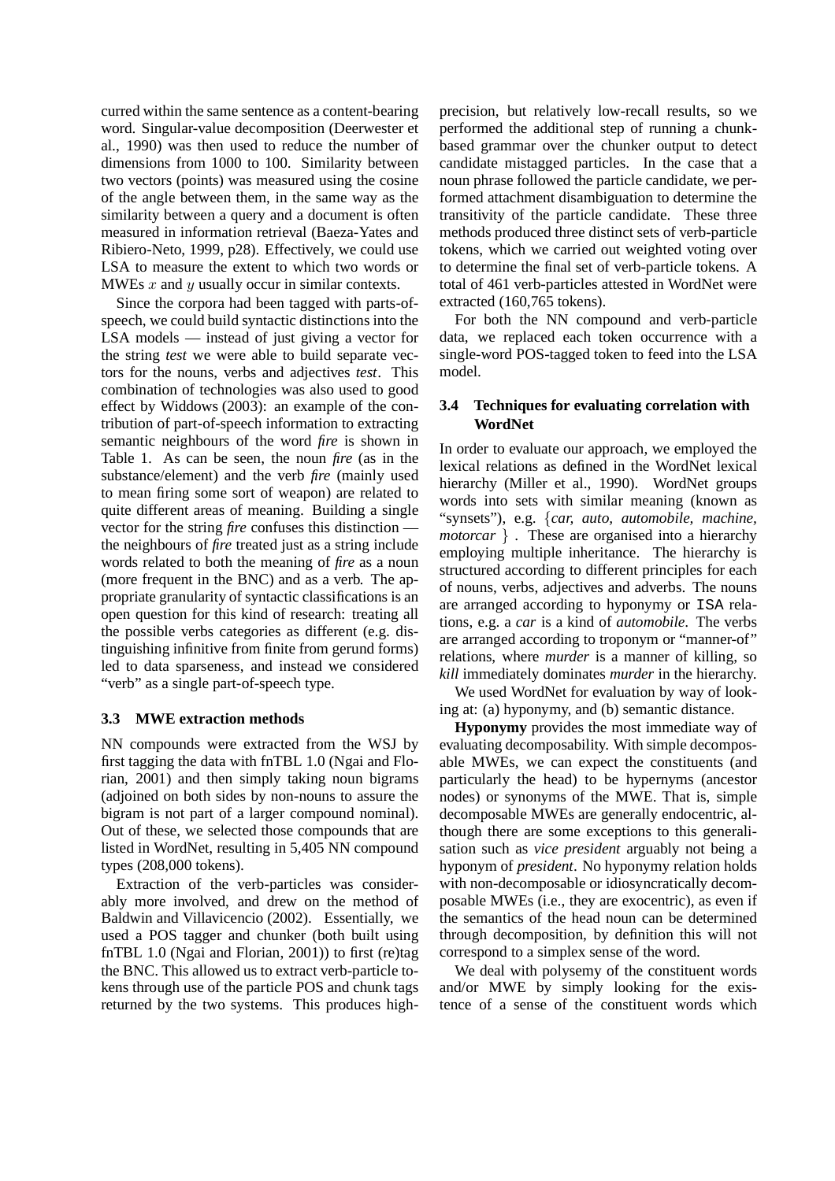curred within the same sentence as a content-bearing word. Singular-value decomposition (Deerwester et al., 1990) was then used to reduce the number of dimensions from 1000 to 100. Similarity between two vectors (points) was measured using the cosine of the angle between them, in the same way as the similarity between a query and a document is often measured in information retrieval (Baeza-Yates and Ribiero-Neto, 1999, p28). Effectively, we could use LSA to measure the extent to which two words or MWEs $x$ and $y$ usually occur in similar contexts.

Since the corpora had been tagged with parts-of-speech, we could build syntactic distinctions into the LSA models — instead of just giving a vector for the string *test* we were able to build separate vectors for the nouns, verbs and adjectives *test*. This combination of technologies was also used to good effect by Widdows (2003): an example of the contribution of part-of-speech information to extracting semantic neighbours of the word *fire* is shown in Table 1. As can be seen, the noun *fire* (as in the substance/element) and the verb *fire* (mainly used to mean firing some sort of weapon) are related to quite different areas of meaning. Building a single vector for the string *fire* confuses this distinction — the neighbours of *fire* treated just as a string include words related to both the meaning of *fire* as a noun (more frequent in the BNC) and as a verb. The appropriate granularity of syntactic classifications is an open question for this kind of research: treating all the possible verbs categories as different (e.g. distinguishing infinitive from finite from gerund forms) led to data sparseness, and instead we considered "verb" as a single part-of-speech type.

### 3.3 MWE extraction methods

NN compounds were extracted from the WSJ by first tagging the data with fnTBL 1.0 (Ngai and Florian, 2001) and then simply taking noun bigrams (adjoined on both sides by non-nouns to assure the bigram is not part of a larger compound nominal). Out of these, we selected those compounds that are listed in WordNet, resulting in 5,405 NN compound types (208,000 tokens).

Extraction of the verb-particles was considerably more involved, and drew on the method of Baldwin and Villavicencio (2002). Essentially, we used a POS tagger and chunker (both built using fnTBL 1.0 (Ngai and Florian, 2001)) to first (re)tag the BNC. This allowed us to extract verb-particle tokens through use of the particle POS and chunk tags returned by the two systems. This produces high-precision, but relatively low-recall results, so we performed the additional step of running a chunk-based grammar over the chunker output to detect candidate mistagged particles. In the case that a noun phrase followed the particle candidate, we performed attachment disambiguation to determine the transitivity of the particle candidate. These three methods produced three distinct sets of verb-particle tokens, which we carried out weighted voting over to determine the final set of verb-particle tokens. A total of 461 verb-particles attested in WordNet were extracted (160,765 tokens).

For both the NN compound and verb-particle data, we replaced each token occurrence with a single-word POS-tagged token to feed into the LSA model.

### 3.4 Techniques for evaluating correlation with WordNet

In order to evaluate our approach, we employed the lexical relations as defined in the WordNet lexical hierarchy (Miller et al., 1990). WordNet groups words into sets with similar meaning (known as "synsets"), e.g. {*car, auto, automobile, machine, motorcar* } . These are organised into a hierarchy employing multiple inheritance. The hierarchy is structured according to different principles for each of nouns, verbs, adjectives and adverbs. The nouns are arranged according to hyponymy or `ISA` relations, e.g. a *car* is a kind of *automobile*. The verbs are arranged according to troponym or "manner-of" relations, where *murder* is a manner of killing, so *kill* immediately dominates *murder* in the hierarchy.

We used WordNet for evaluation by way of looking at: (a) hyponymy, and (b) semantic distance.

**Hyponymy** provides the most immediate way of evaluating decomposability. With simple decomposable MWEs, we can expect the constituents (and particularly the head) to be hypernyms (ancestor nodes) or synonyms of the MWE. That is, simple decomposable MWEs are generally endocentric, although there are some exceptions to this generalisation such as *vice president* arguably not being a hyponym of *president*. No hyponymy relation holds with non-decomposable or idiosyncratically decomposable MWEs (i.e., they are exocentric), as even if the semantics of the head noun can be determined through decomposition, by definition this will not correspond to a simplex sense of the word.

We deal with polysemy of the constituent words and/or MWE by simply looking for the existence of a sense of the constituent words which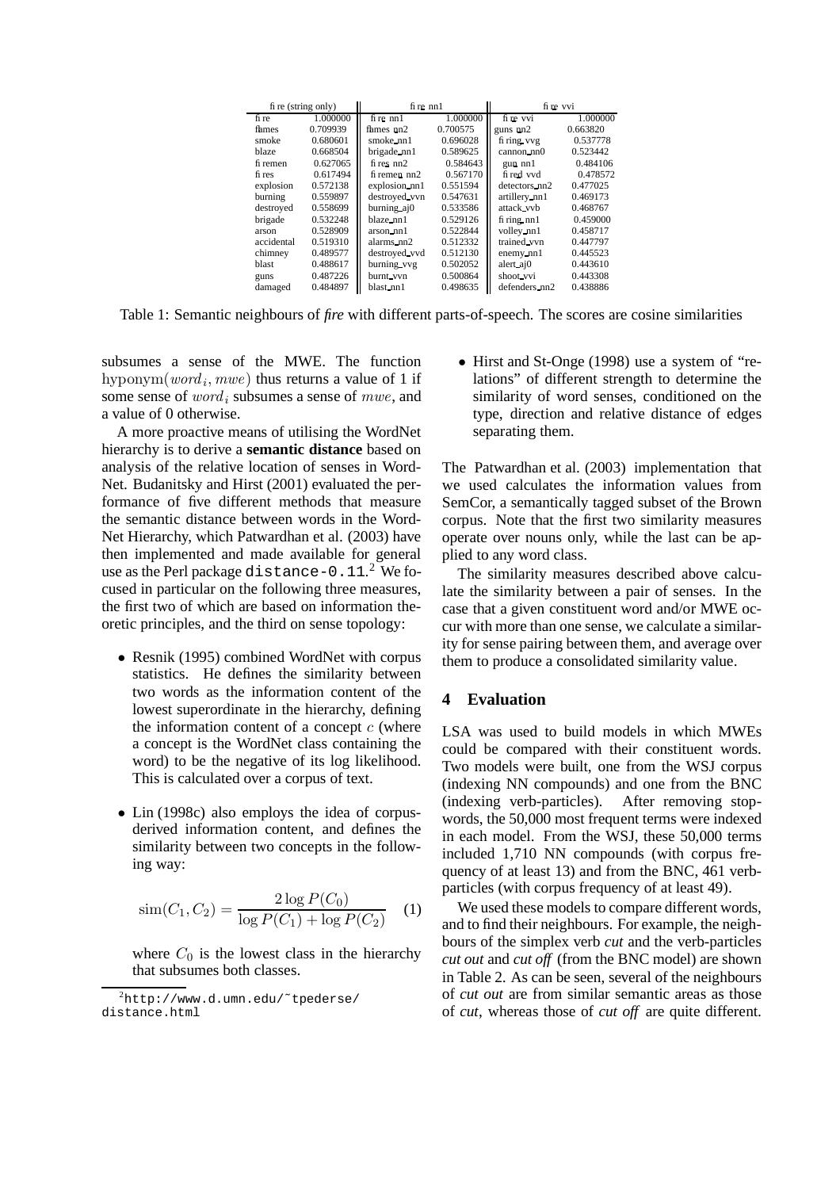| fire (string only) | | fire nn1 | | fire vvi | |
|---|---|---|---|---|---|
| fire | 1.000000 | fire_nn1 | 1.000000 | fire_vvi | 1.000000 |
| flames | 0.709939 | flames_nn2 | 0.700575 | guns_nn2 | 0.663820 |
| smoke | 0.680601 | smoke_nn1 | 0.696028 | firing_vvg | 0.537778 |
| blaze | 0.668504 | brigade_nn1 | 0.589625 | cannon_nn0 | 0.523442 |
| firemen | 0.627065 | fires_nn2 | 0.584643 | gun_nn1 | 0.484106 |
| fires | 0.617494 | firemen_nn2 | 0.567170 | fired_vvd | 0.478572 |
| explosion | 0.572138 | explosion_nn1 | 0.551594 | detectors_nn2 | 0.477025 |
| burning | 0.559897 | destroyed_vvn | 0.547631 | artillery_nn1 | 0.469173 |
| destroyed | 0.558699 | burning_aj0 | 0.533586 | attack_vvb | 0.468767 |
| brigade | 0.532248 | blaze_nn1 | 0.529126 | firing_nn1 | 0.459000 |
| arson | 0.528909 | arson_nn1 | 0.522844 | volley_nn1 | 0.458717 |
| accidental | 0.519310 | alarms_nn2 | 0.512332 | trained_vvn | 0.447797 |
| chimney | 0.489577 | destroyed_vvd | 0.512130 | enemy_nn1 | 0.445523 |
| blast | 0.488617 | burning_vvg | 0.502052 | alert_aj0 | 0.443610 |
| guns | 0.487226 | burnt_vvn | 0.500864 | shoot_vvi | 0.443308 |
| damaged | 0.484897 | blast_nn1 | 0.498635 | defenders_nn2 | 0.438886 |

Table 1: Semantic neighbours of *fire* with different parts-of-speech. The scores are cosine similarities

subsumes a sense of the MWE. The function $\text{hyponym}(word_i, mwe)$ thus returns a value of 1 if some sense of $word_i$ subsumes a sense of $mwe$, and a value of 0 otherwise.

A more proactive means of utilising the WordNet hierarchy is to derive a **semantic distance** based on analysis of the relative location of senses in WordNet. Budanitsky and Hirst (2001) evaluated the performance of five different methods that measure the semantic distance between words in the WordNet Hierarchy, which Patwardhan et al. (2003) have then implemented and made available for general use as the Perl package `distance-0.11`.[2] We focused in particular on the following three measures, the first two of which are based on information theoretic principles, and the third on sense topology:

- Resnik (1995) combined WordNet with corpus statistics. He defines the similarity between two words as the information content of the lowest superordinate in the hierarchy, defining the information content of a concept $c$ (where a concept is the WordNet class containing the word) to be the negative of its log likelihood. This is calculated over a corpus of text.

- Lin (1998c) also employs the idea of corpus-derived information content, and defines the similarity between two concepts in the following way:

$$\text{sim}(C_1, C_2) = \frac{2 \log P(C_0)}{\log P(C_1) + \log P(C_2)} \quad (1)$$

  where $C_0$ is the lowest class in the hierarchy that subsumes both classes.

- Hirst and St-Onge (1998) use a system of "relations" of different strength to determine the similarity of word senses, conditioned on the type, direction and relative distance of edges separating them.

The Patwardhan et al. (2003) implementation that we used calculates the information values from SemCor, a semantically tagged subset of the Brown corpus. Note that the first two similarity measures operate over nouns only, while the last can be applied to any word class.

The similarity measures described above calculate the similarity between a pair of senses. In the case that a given constituent word and/or MWE occur with more than one sense, we calculate a similarity for sense pairing between them, and average over them to produce a consolidated similarity value.

## 4 Evaluation

LSA was used to build models in which MWEs could be compared with their constituent words. Two models were built, one from the WSJ corpus (indexing NN compounds) and one from the BNC (indexing verb-particles). After removing stopwords, the 50,000 most frequent terms were indexed in each model. From the WSJ, these 50,000 terms included 1,710 NN compounds (with corpus frequency of at least 13) and from the BNC, 461 verb-particles (with corpus frequency of at least 49).

We used these models to compare different words, and to find their neighbours. For example, the neighbours of the simplex verb *cut* and the verb-particles *cut out* and *cut off* (from the BNC model) are shown in Table 2. As can be seen, several of the neighbours of *cut out* are from similar semantic areas as those of *cut*, whereas those of *cut off* are quite different.

[2] http://www.d.umn.edu/~tpederse/distance.html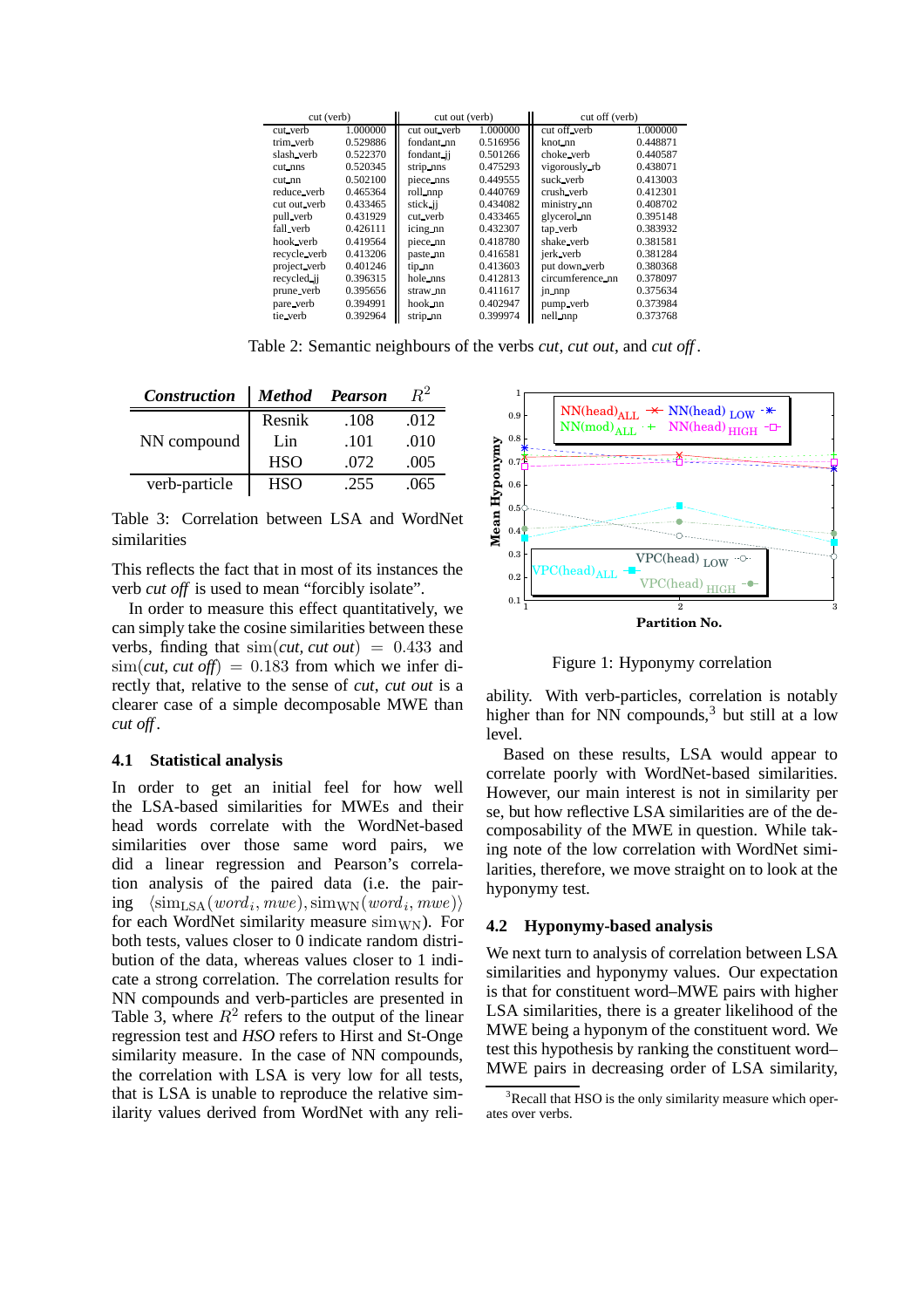| cut (verb) | | cut out (verb) | | cut off (verb) | |
|---|---|---|---|---|---|
| cut_verb | 1.000000 | cut out_verb | 1.000000 | cut off_verb | 1.000000 |
| trim_verb | 0.529886 | fondant_nn | 0.516956 | knot_nn | 0.448871 |
| slash_verb | 0.522370 | fondant_jj | 0.501266 | choke_verb | 0.440587 |
| cut_nns | 0.520345 | strip_nns | 0.475293 | vigorously_rb | 0.438071 |
| cut_nn | 0.502100 | piece_nns | 0.449555 | suck_verb | 0.413003 |
| reduce_verb | 0.465364 | roll_nnp | 0.440769 | crush_verb | 0.412301 |
| cut out_verb | 0.433465 | stick_jj | 0.434082 | ministry_nn | 0.408702 |
| pull_verb | 0.431929 | cut_verb | 0.433465 | glycerol_nn | 0.395148 |
| fall_verb | 0.426111 | icing_nn | 0.432307 | tap_verb | 0.383932 |
| hook_verb | 0.419564 | piece_nn | 0.418780 | shake_verb | 0.381581 |
| recycle_verb | 0.413206 | paste_nn | 0.416581 | jerk_verb | 0.381284 |
| project_verb | 0.401246 | tip_nn | 0.413603 | put down_verb | 0.380368 |
| recycled_jj | 0.396315 | hole_nns | 0.412813 | circumference_nn | 0.378097 |
| prune_verb | 0.395656 | straw_nn | 0.411617 | jn_nnp | 0.375634 |
| pare_verb | 0.394991 | hook_nn | 0.402947 | pump_verb | 0.373984 |
| tie_verb | 0.392964 | strip_nn | 0.399974 | nell_nnp | 0.373768 |

Table 2: Semantic neighbours of the verbs *cut*, *cut out*, and *cut off*.

| *Construction* | *Method* | *Pearson* | $R^2$ |
|---|---|---|---|
| NN compound | Resnik | .108 | .012 |
| | Lin | .101 | .010 |
| | HSO | .072 | .005 |
| verb-particle | HSO | .255 | .065 |

Table 3: Correlation between LSA and WordNet similarities

This reflects the fact that in most of its instances the verb *cut off* is used to mean "forcibly isolate".

In order to measure this effect quantitatively, we can simply take the cosine similarities between these verbs, finding that $\text{sim}(\textit{cut}, \textit{cut out}) = 0.433$ and $\text{sim}(\textit{cut}, \textit{cut off}) = 0.183$ from which we infer directly that, relative to the sense of *cut*, *cut out* is a clearer case of a simple decomposable MWE than *cut off*.

### 4.1 Statistical analysis

In order to get an initial feel for how well the LSA-based similarities for MWEs and their head words correlate with the WordNet-based similarities over those same word pairs, we did a linear regression and Pearson's correlation analysis of the paired data (i.e. the pairing $\langle \text{sim}_{\text{LSA}}(word_i, mwe), \text{sim}_{\text{WN}}(word_i, mwe)\rangle$ for each WordNet similarity measure $\text{sim}_{\text{WN}}$). For both tests, values closer to 0 indicate random distribution of the data, whereas values closer to 1 indicate a strong correlation. The correlation results for NN compounds and verb-particles are presented in Table 3, where $R^2$ refers to the output of the linear regression test and *HSO* refers to Hirst and St-Onge similarity measure. In the case of NN compounds, the correlation with LSA is very low for all tests, that is LSA is unable to reproduce the relative similarity values derived from WordNet with any reliability. With verb-particles, correlation is notably higher than for NN compounds,[3] but still at a low level.

Figure 1: Hyponymy correlation

Based on these results, LSA would appear to correlate poorly with WordNet-based similarities. However, our main interest is not in similarity per se, but how reflective LSA similarities are of the decomposability of the MWE in question. While taking note of the low correlation with WordNet similarities, therefore, we move straight on to look at the hyponymy test.

### 4.2 Hyponymy-based analysis

We next turn to analysis of correlation between LSA similarities and hyponymy values. Our expectation is that for constituent word–MWE pairs with higher LSA similarities, there is a greater likelihood of the MWE being a hyponym of the constituent word. We test this hypothesis by ranking the constituent word–MWE pairs in decreasing order of LSA similarity,

[3]Recall that HSO is the only similarity measure which operates over verbs.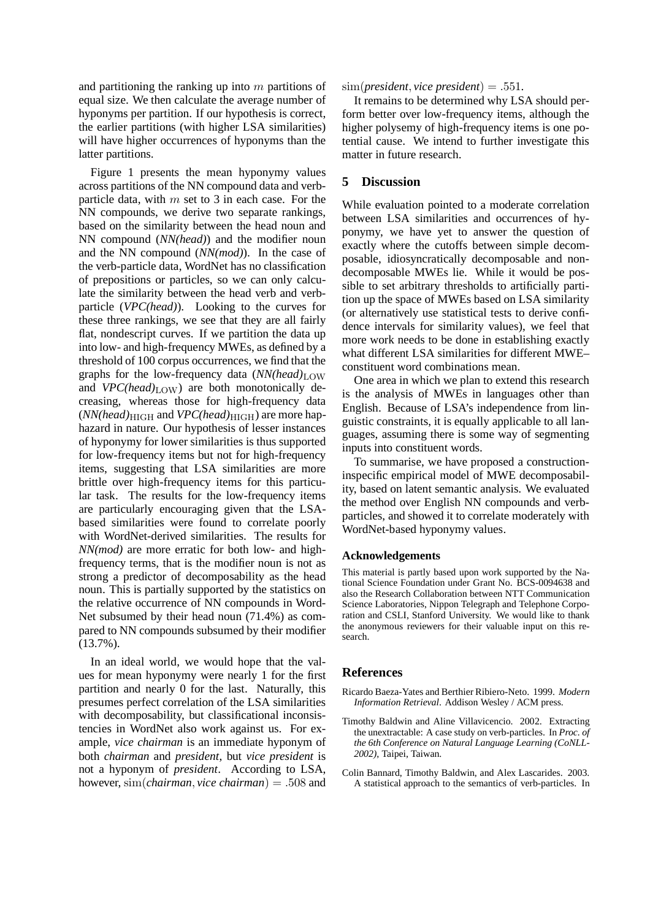and partitioning the ranking up into $m$ partitions of equal size. We then calculate the average number of hyponyms per partition. If our hypothesis is correct, the earlier partitions (with higher LSA similarities) will have higher occurrences of hyponyms than the latter partitions.

Figure 1 presents the mean hyponymy values across partitions of the NN compound data and verb-particle data, with $m$ set to 3 in each case. For the NN compounds, we derive two separate rankings, based on the similarity between the head noun and NN compound (*NN(head)*) and the modifier noun and the NN compound (*NN(mod)*). In the case of the verb-particle data, WordNet has no classification of prepositions or particles, so we can only calculate the similarity between the head verb and verb-particle (*VPC(head)*). Looking to the curves for these three rankings, we see that they are all fairly flat, nondescript curves. If we partition the data up into low- and high-frequency MWEs, as defined by a threshold of 100 corpus occurrences, we find that the graphs for the low-frequency data (*NN(head)*$_{\mathrm{LOW}}$ and *VPC(head)*$_{\mathrm{LOW}}$) are both monotonically decreasing, whereas those for high-frequency data (*NN(head)*$_{\mathrm{HIGH}}$ and *VPC(head)*$_{\mathrm{HIGH}}$) are more haphazard in nature. Our hypothesis of lesser instances of hyponymy for lower similarities is thus supported for low-frequency items but not for high-frequency items, suggesting that LSA similarities are more brittle over high-frequency items for this particular task. The results for the low-frequency items are particularly encouraging given that the LSA-based similarities were found to correlate poorly with WordNet-derived similarities. The results for *NN(mod)* are more erratic for both low- and high-frequency terms, that is the modifier noun is not as strong a predictor of decomposability as the head noun. This is partially supported by the statistics on the relative occurrence of NN compounds in WordNet subsumed by their head noun (71.4%) as compared to NN compounds subsumed by their modifier (13.7%).

In an ideal world, we would hope that the values for mean hyponymy were nearly 1 for the first partition and nearly 0 for the last. Naturally, this presumes perfect correlation of the LSA similarities with decomposability, but classificational inconsistencies in WordNet also work against us. For example, *vice chairman* is an immediate hyponym of both *chairman* and *president*, but *vice president* is not a hyponym of *president*. According to LSA, however, $\mathrm{sim}(\textit{chairman}, \textit{vice chairman}) = .508$ and $\mathrm{sim}(\textit{president}, \textit{vice president}) = .551$.

It remains to be determined why LSA should perform better over low-frequency items, although the higher polysemy of high-frequency items is one potential cause. We intend to further investigate this matter in future research.

## 5 Discussion

While evaluation pointed to a moderate correlation between LSA similarities and occurrences of hyponymy, we have yet to answer the question of exactly where the cutoffs between simple decomposable, idiosyncratically decomposable and non-decomposable MWEs lie. While it would be possible to set arbitrary thresholds to artificially partition up the space of MWEs based on LSA similarity (or alternatively use statistical tests to derive confidence intervals for similarity values), we feel that more work needs to be done in establishing exactly what different LSA similarities for different MWE–constituent word combinations mean.

One area in which we plan to extend this research is the analysis of MWEs in languages other than English. Because of LSA's independence from linguistic constraints, it is equally applicable to all languages, assuming there is some way of segmenting inputs into constituent words.

To summarise, we have proposed a construction-inspecific empirical model of MWE decomposability, based on latent semantic analysis. We evaluated the method over English NN compounds and verb-particles, and showed it to correlate moderately with WordNet-based hyponymy values.

### Acknowledgements

This material is partly based upon work supported by the National Science Foundation under Grant No. BCS-0094638 and also the Research Collaboration between NTT Communication Science Laboratories, Nippon Telegraph and Telephone Corporation and CSLI, Stanford University. We would like to thank the anonymous reviewers for their valuable input on this research.

## References

Ricardo Baeza-Yates and Berthier Ribiero-Neto. 1999. *Modern Information Retrieval*. Addison Wesley / ACM press.

Timothy Baldwin and Aline Villavicencio. 2002. Extracting the unextractable: A case study on verb-particles. In *Proc. of the 6th Conference on Natural Language Learning (CoNLL-2002)*, Taipei, Taiwan.

Colin Bannard, Timothy Baldwin, and Alex Lascarides. 2003. A statistical approach to the semantics of verb-particles. In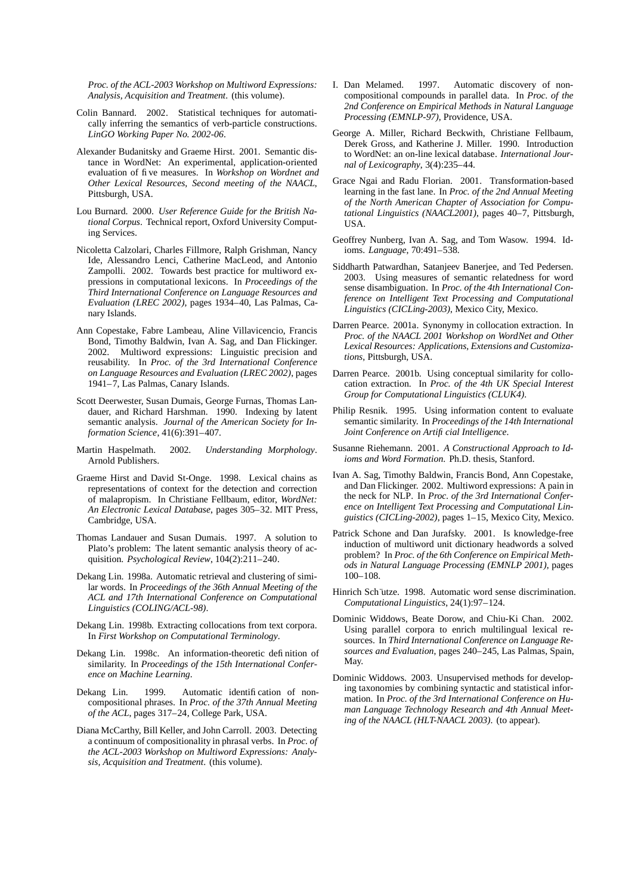*Proc. of the ACL-2003 Workshop on Multiword Expressions: Analysis, Acquisition and Treatment*. (this volume).

Colin Bannard. 2002. Statistical techniques for automatically inferring the semantics of verb-particle constructions. *LinGO Working Paper No. 2002-06*.

Alexander Budanitsky and Graeme Hirst. 2001. Semantic distance in WordNet: An experimental, application-oriented evaluation of five measures. In *Workshop on Wordnet and Other Lexical Resources, Second meeting of the NAACL*, Pittsburgh, USA.

Lou Burnard. 2000. *User Reference Guide for the British National Corpus*. Technical report, Oxford University Computing Services.

Nicoletta Calzolari, Charles Fillmore, Ralph Grishman, Nancy Ide, Alessandro Lenci, Catherine MacLeod, and Antonio Zampolli. 2002. Towards best practice for multiword expressions in computational lexicons. In *Proceedings of the Third International Conference on Language Resources and Evaluation (LREC 2002)*, pages 1934–40, Las Palmas, Canary Islands.

Ann Copestake, Fabre Lambeau, Aline Villavicencio, Francis Bond, Timothy Baldwin, Ivan A. Sag, and Dan Flickinger. 2002. Multiword expressions: Linguistic precision and reusability. In *Proc. of the 3rd International Conference on Language Resources and Evaluation (LREC 2002)*, pages 1941–7, Las Palmas, Canary Islands.

Scott Deerwester, Susan Dumais, George Furnas, Thomas Landauer, and Richard Harshman. 1990. Indexing by latent semantic analysis. *Journal of the American Society for Information Science*, 41(6):391–407.

Martin Haspelmath. 2002. *Understanding Morphology*. Arnold Publishers.

Graeme Hirst and David St-Onge. 1998. Lexical chains as representations of context for the detection and correction of malapropism. In Christiane Fellbaum, editor, *WordNet: An Electronic Lexical Database*, pages 305–32. MIT Press, Cambridge, USA.

Thomas Landauer and Susan Dumais. 1997. A solution to Plato's problem: The latent semantic analysis theory of acquisition. *Psychological Review*, 104(2):211–240.

Dekang Lin. 1998a. Automatic retrieval and clustering of similar words. In *Proceedings of the 36th Annual Meeting of the ACL and 17th International Conference on Computational Linguistics (COLING/ACL-98)*.

Dekang Lin. 1998b. Extracting collocations from text corpora. In *First Workshop on Computational Terminology*.

Dekang Lin. 1998c. An information-theoretic definition of similarity. In *Proceedings of the 15th International Conference on Machine Learning*.

Dekang Lin. 1999. Automatic identification of non-compositional phrases. In *Proc. of the 37th Annual Meeting of the ACL*, pages 317–24, College Park, USA.

Diana McCarthy, Bill Keller, and John Carroll. 2003. Detecting a continuum of compositionality in phrasal verbs. In *Proc. of the ACL-2003 Workshop on Multiword Expressions: Analysis, Acquisition and Treatment*. (this volume).

I. Dan Melamed. 1997. Automatic discovery of non-compositional compounds in parallel data. In *Proc. of the 2nd Conference on Empirical Methods in Natural Language Processing (EMNLP-97)*, Providence, USA.

George A. Miller, Richard Beckwith, Christiane Fellbaum, Derek Gross, and Katherine J. Miller. 1990. Introduction to WordNet: an on-line lexical database. *International Journal of Lexicography*, 3(4):235–44.

Grace Ngai and Radu Florian. 2001. Transformation-based learning in the fast lane. In *Proc. of the 2nd Annual Meeting of the North American Chapter of Association for Computational Linguistics (NAACL2001)*, pages 40–7, Pittsburgh, USA.

Geoffrey Nunberg, Ivan A. Sag, and Tom Wasow. 1994. Idioms. *Language*, 70:491–538.

Siddharth Patwardhan, Satanjeev Banerjee, and Ted Pedersen. 2003. Using measures of semantic relatedness for word sense disambiguation. In *Proc. of the 4th International Conference on Intelligent Text Processing and Computational Linguistics (CICLing-2003)*, Mexico City, Mexico.

Darren Pearce. 2001a. Synonymy in collocation extraction. In *Proc. of the NAACL 2001 Workshop on WordNet and Other Lexical Resources: Applications, Extensions and Customizations*, Pittsburgh, USA.

Darren Pearce. 2001b. Using conceptual similarity for collocation extraction. In *Proc. of the 4th UK Special Interest Group for Computational Linguistics (CLUK4)*.

Philip Resnik. 1995. Using information content to evaluate semantic similarity. In *Proceedings of the 14th International Joint Conference on Artificial Intelligence*.

Susanne Riehemann. 2001. *A Constructional Approach to Idioms and Word Formation*. Ph.D. thesis, Stanford.

Ivan A. Sag, Timothy Baldwin, Francis Bond, Ann Copestake, and Dan Flickinger. 2002. Multiword expressions: A pain in the neck for NLP. In *Proc. of the 3rd International Conference on Intelligent Text Processing and Computational Linguistics (CICLing-2002)*, pages 1–15, Mexico City, Mexico.

Patrick Schone and Dan Jurafsky. 2001. Is knowledge-free induction of multiword unit dictionary headwords a solved problem? In *Proc. of the 6th Conference on Empirical Methods in Natural Language Processing (EMNLP 2001)*, pages 100–108.

Hinrich Schütze. 1998. Automatic word sense discrimination. *Computational Linguistics*, 24(1):97–124.

Dominic Widdows, Beate Dorow, and Chiu-Ki Chan. 2002. Using parallel corpora to enrich multilingual lexical resources. In *Third International Conference on Language Resources and Evaluation*, pages 240–245, Las Palmas, Spain, May.

Dominic Widdows. 2003. Unsupervised methods for developing taxonomies by combining syntactic and statistical information. In *Proc. of the 3rd International Conference on Human Language Technology Research and 4th Annual Meeting of the NAACL (HLT-NAACL 2003)*. (to appear).